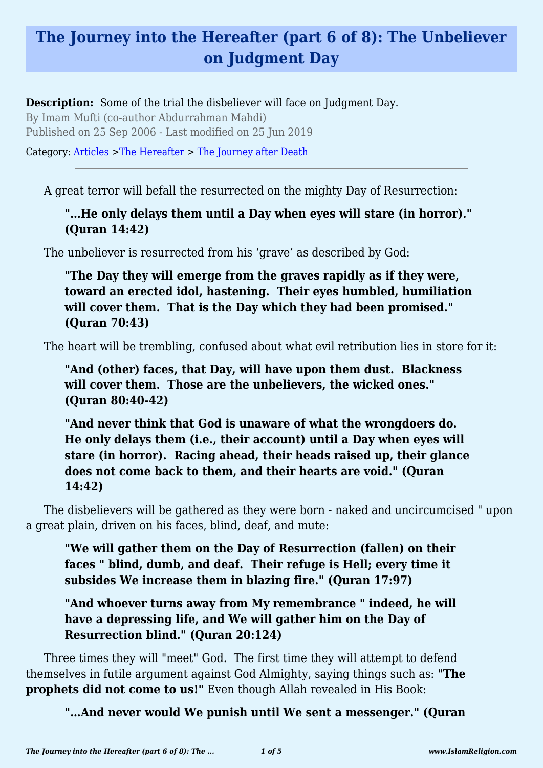# The Journey into the Hereafter (part 6 of 8): The Unbeliever on Judgment Day

**Description:** Some of the trial the disbeliever will face on Judgment Day.

By Imam Mufti (co-author Abdurrahman Mahdi)

Published on 25 Sep 2006 - Last modified on 25 Jun 2019

Category: Articles >The Hereafter > The Journey after Death

---

A great terror will befall the resurrected on the mighty Day of Resurrection:

> **"...He only delays them until a Day when eyes will stare (in horror)." (Quran 14:42)**

The unbeliever is resurrected from his 'grave' as described by God:

> **"The Day they will emerge from the graves rapidly as if they were, toward an erected idol, hastening. Their eyes humbled, humiliation will cover them. That is the Day which they had been promised." (Quran 70:43)**

The heart will be trembling, confused about what evil retribution lies in store for it:

> **"And (other) faces, that Day, will have upon them dust. Blackness will cover them. Those are the unbelievers, the wicked ones." (Quran 80:40-42)**

> **"And never think that God is unaware of what the wrongdoers do. He only delays them (i.e., their account) until a Day when eyes will stare (in horror). Racing ahead, their heads raised up, their glance does not come back to them, and their hearts are void." (Quran 14:42)**

The disbelievers will be gathered as they were born - naked and uncircumcised " upon a great plain, driven on his faces, blind, deaf, and mute:

> **"We will gather them on the Day of Resurrection (fallen) on their faces " blind, dumb, and deaf. Their refuge is Hell; every time it subsides We increase them in blazing fire." (Quran 17:97)**

> **"And whoever turns away from My remembrance " indeed, he will have a depressing life, and We will gather him on the Day of Resurrection blind." (Quran 20:124)**

Three times they will "meet" God. The first time they will attempt to defend themselves in futile argument against God Almighty, saying things such as: **"The prophets did not come to us!"** Even though Allah revealed in His Book:

> **"...And never would We punish until We sent a messenger." (Quran**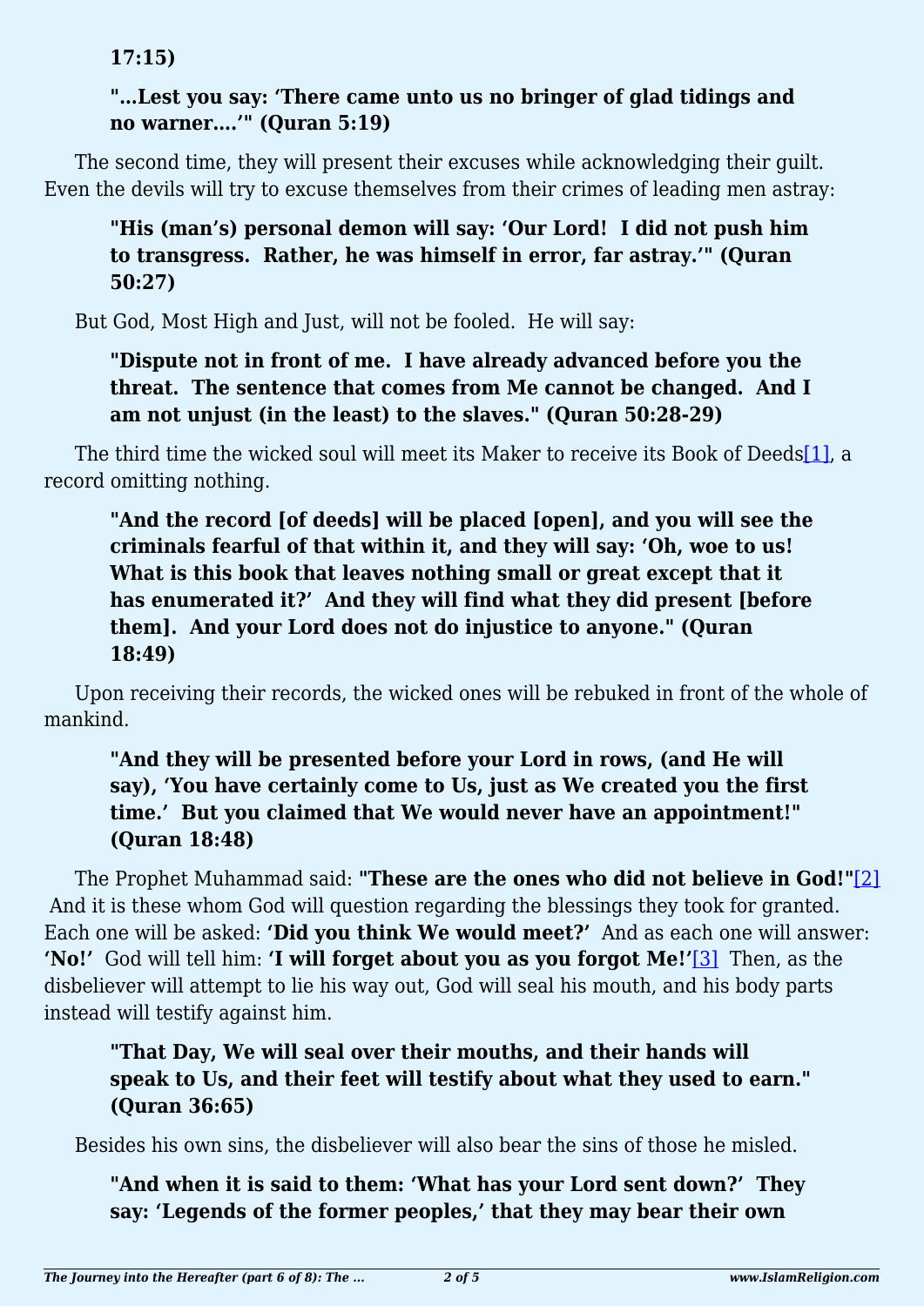**17:15)**

> **"…Lest you say: ‘There came unto us no bringer of glad tidings and no warner….’" (Quran 5:19)**

The second time, they will present their excuses while acknowledging their guilt. Even the devils will try to excuse themselves from their crimes of leading men astray:

> **"His (man’s) personal demon will say: ‘Our Lord! I did not push him to transgress. Rather, he was himself in error, far astray.’" (Quran 50:27)**

But God, Most High and Just, will not be fooled. He will say:

> **"Dispute not in front of me. I have already advanced before you the threat. The sentence that comes from Me cannot be changed. And I am not unjust (in the least) to the slaves." (Quran 50:28-29)**

The third time the wicked soul will meet its Maker to receive its Book of Deeds[1], a record omitting nothing.

> **"And the record [of deeds] will be placed [open], and you will see the criminals fearful of that within it, and they will say: ‘Oh, woe to us! What is this book that leaves nothing small or great except that it has enumerated it?’ And they will find what they did present [before them]. And your Lord does not do injustice to anyone." (Quran 18:49)**

Upon receiving their records, the wicked ones will be rebuked in front of the whole of mankind.

> **"And they will be presented before your Lord in rows, (and He will say), ‘You have certainly come to Us, just as We created you the first time.’ But you claimed that We would never have an appointment!" (Quran 18:48)**

The Prophet Muhammad said: **"These are the ones who did not believe in God!"**[2] And it is these whom God will question regarding the blessings they took for granted. Each one will be asked: **‘Did you think We would meet?’** And as each one will answer: **‘No!’** God will tell him: **‘I will forget about you as you forgot Me!’**[3] Then, as the disbeliever will attempt to lie his way out, God will seal his mouth, and his body parts instead will testify against him.

> **"That Day, We will seal over their mouths, and their hands will speak to Us, and their feet will testify about what they used to earn." (Quran 36:65)**

Besides his own sins, the disbeliever will also bear the sins of those he misled.

> **"And when it is said to them: ‘What has your Lord sent down?’ They say: ‘Legends of the former peoples,’ that they may bear their own**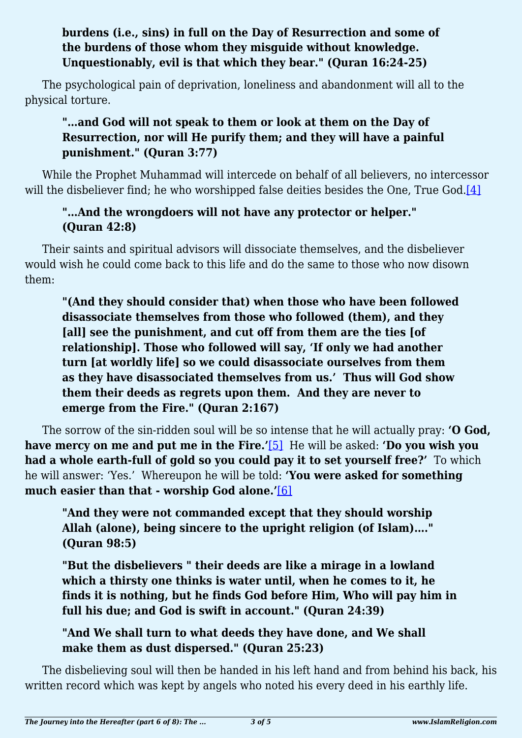> **burdens (i.e., sins) in full on the Day of Resurrection and some of the burdens of those whom they misguide without knowledge. Unquestionably, evil is that which they bear." (Quran 16:24-25)**

The psychological pain of deprivation, loneliness and abandonment will all to the physical torture.

> **"…and God will not speak to them or look at them on the Day of Resurrection, nor will He purify them; and they will have a painful punishment." (Quran 3:77)**

While the Prophet Muhammad will intercede on behalf of all believers, no intercessor will the disbeliever find; he who worshipped false deities besides the One, True God.[4]

> **"…And the wrongdoers will not have any protector or helper." (Quran 42:8)**

Their saints and spiritual advisors will dissociate themselves, and the disbeliever would wish he could come back to this life and do the same to those who now disown them:

> **"(And they should consider that) when those who have been followed disassociate themselves from those who followed (them), and they [all] see the punishment, and cut off from them are the ties [of relationship]. Those who followed will say, 'If only we had another turn [at worldly life] so we could disassociate ourselves from them as they have disassociated themselves from us.' Thus will God show them their deeds as regrets upon them. And they are never to emerge from the Fire." (Quran 2:167)**

The sorrow of the sin-ridden soul will be so intense that he will actually pray: **'O God, have mercy on me and put me in the Fire.'**[5] He will be asked: **'Do you wish you had a whole earth-full of gold so you could pay it to set yourself free?'** To which he will answer: 'Yes.' Whereupon he will be told: **'You were asked for something much easier than that - worship God alone.'**[6]

> **"And they were not commanded except that they should worship Allah (alone), being sincere to the upright religion (of Islam)…." (Quran 98:5)**

> **"But the disbelievers " their deeds are like a mirage in a lowland which a thirsty one thinks is water until, when he comes to it, he finds it is nothing, but he finds God before Him, Who will pay him in full his due; and God is swift in account." (Quran 24:39)**

> **"And We shall turn to what deeds they have done, and We shall make them as dust dispersed." (Quran 25:23)**

The disbelieving soul will then be handed in his left hand and from behind his back, his written record which was kept by angels who noted his every deed in his earthly life.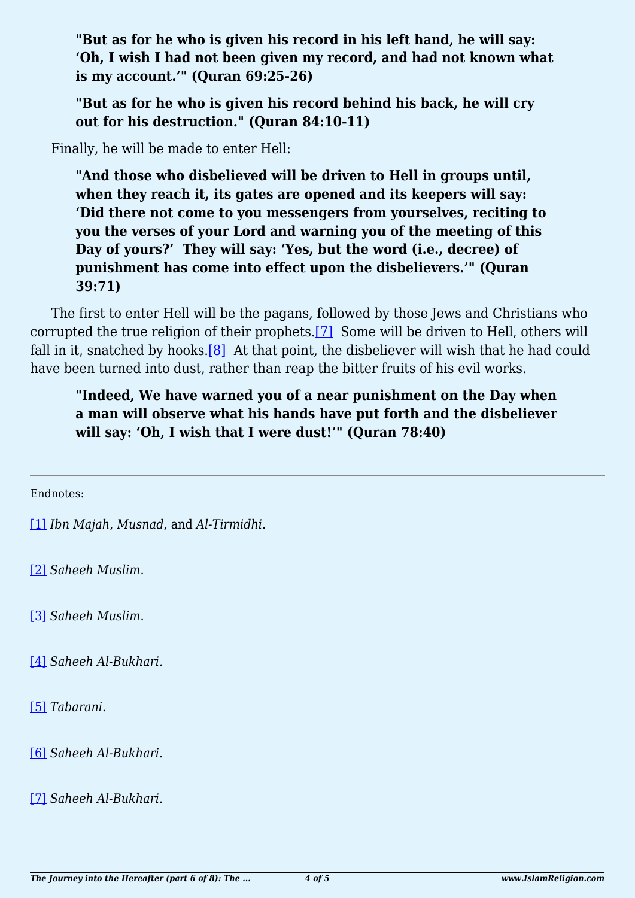**"But as for he who is given his record in his left hand, he will say: 'Oh, I wish I had not been given my record, and had not known what is my account.'" (Quran 69:25-26)**

**"But as for he who is given his record behind his back, he will cry out for his destruction." (Quran 84:10-11)**

Finally, he will be made to enter Hell:

**"And those who disbelieved will be driven to Hell in groups until, when they reach it, its gates are opened and its keepers will say: 'Did there not come to you messengers from yourselves, reciting to you the verses of your Lord and warning you of the meeting of this Day of yours?' They will say: 'Yes, but the word (i.e., decree) of punishment has come into effect upon the disbelievers.'" (Quran 39:71)**

The first to enter Hell will be the pagans, followed by those Jews and Christians who corrupted the true religion of their prophets.[7] Some will be driven to Hell, others will fall in it, snatched by hooks.[8] At that point, the disbeliever will wish that he had could have been turned into dust, rather than reap the bitter fruits of his evil works.

**"Indeed, We have warned you of a near punishment on the Day when a man will observe what his hands have put forth and the disbeliever will say: 'Oh, I wish that I were dust!'" (Quran 78:40)**

---

Endnotes:

[1] *Ibn Majah*, *Musnad*, and *Al-Tirmidhi*.

[2] *Saheeh Muslim*.

[3] *Saheeh Muslim*.

[4] *Saheeh Al-Bukhari*.

[5] *Tabarani*.

[6] *Saheeh Al-Bukhari*.

[7] *Saheeh Al-Bukhari*.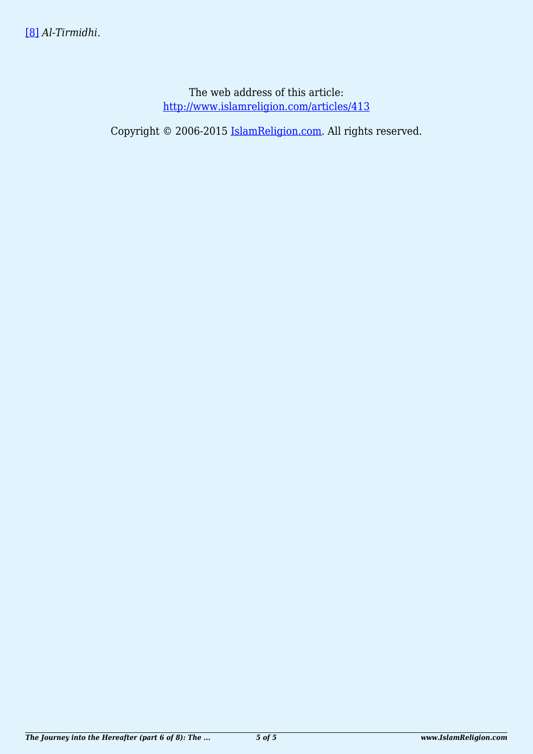[8] *Al-Tirmidhi*.

The web address of this article:
http://www.islamreligion.com/articles/413

Copyright © 2006-2015 IslamReligion.com. All rights reserved.